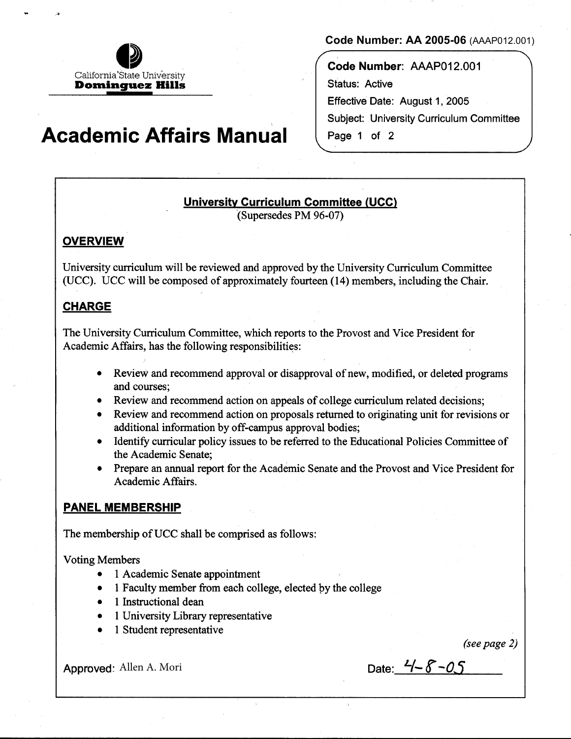Code Number: AA 2005-06 (AAAP012.001)

California State University
**Dominguez Hills**

# Academic Affairs Manual

Code Number: AAAP012.001
Status: Active
Effective Date: August 1, 2005
Subject: University Curriculum Committee

## University Curriculum Committee (UCC)

(Supersedes PM 96-07)

### OVERVIEW

University curriculum will be reviewed and approved by the University Curriculum Committee (UCC). UCC will be composed of approximately fourteen (14) members, including the Chair.

### CHARGE

The University Curriculum Committee, which reports to the Provost and Vice President for Academic Affairs, has the following responsibilities:

- Review and recommend approval or disapproval of new, modified, or deleted programs and courses;
- Review and recommend action on appeals of college curriculum related decisions;
- Review and recommend action on proposals returned to originating unit for revisions or additional information by off-campus approval bodies;
- Identify curricular policy issues to be referred to the Educational Policies Committee of the Academic Senate;
- Prepare an annual report for the Academic Senate and the Provost and Vice President for Academic Affairs.

### PANEL MEMBERSHIP

The membership of UCC shall be comprised as follows:

Voting Members

- 1 Academic Senate appointment
- 1 Faculty member from each college, elected by the college
- 1 Instructional dean
- 1 University Library representative
- 1 Student representative

*(see page 2)*

Approved: Allen A. Mori

Date: 4-8-05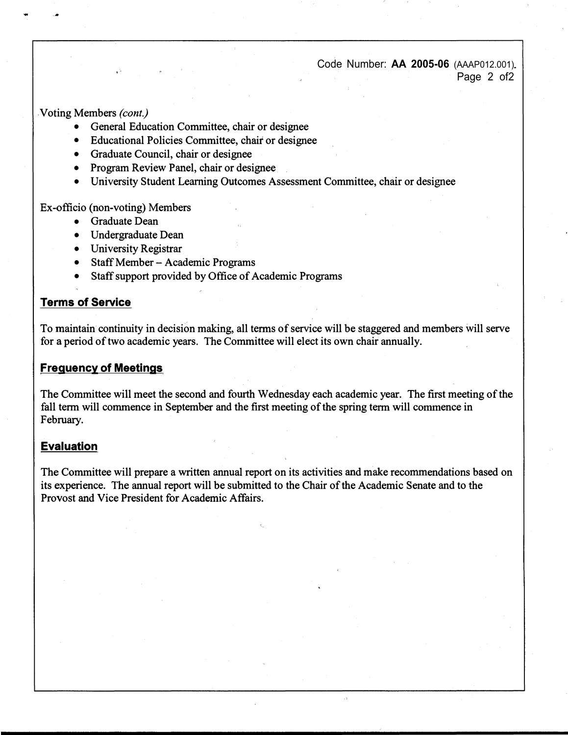Voting Members *(cont.)*

- General Education Committee, chair or designee
- Educational Policies Committee, chair or designee
- Graduate Council, chair or designee
- Program Review Panel, chair or designee
- University Student Learning Outcomes Assessment Committee, chair or designee

Ex-officio (non-voting) Members

- Graduate Dean
- Undergraduate Dean
- University Registrar
- Staff Member – Academic Programs
- Staff support provided by Office of Academic Programs

## Terms of Service

To maintain continuity in decision making, all terms of service will be staggered and members will serve for a period of two academic years. The Committee will elect its own chair annually.

## Frequency of Meetings

The Committee will meet the second and fourth Wednesday each academic year. The first meeting of the fall term will commence in September and the first meeting of the spring term will commence in February.

## Evaluation

The Committee will prepare a written annual report on its activities and make recommendations based on its experience. The annual report will be submitted to the Chair of the Academic Senate and to the Provost and Vice President for Academic Affairs.